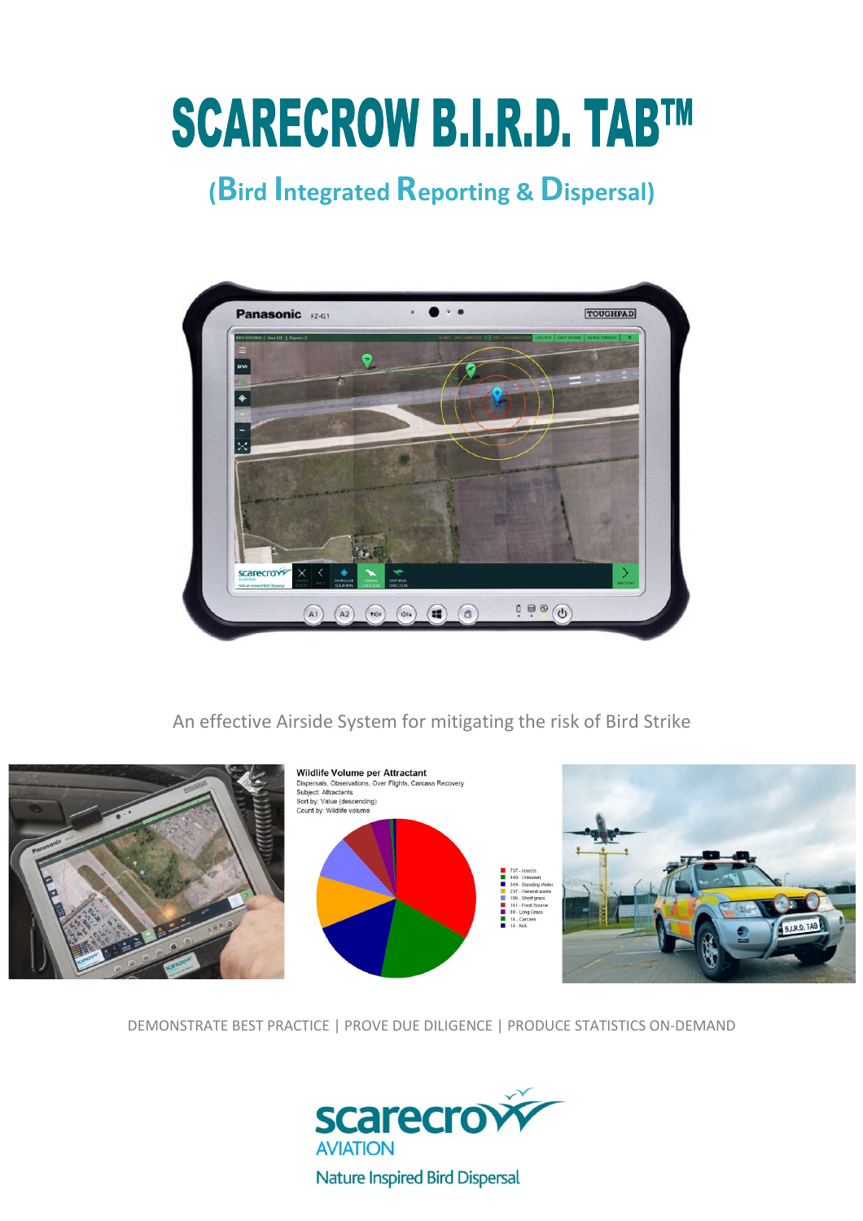# SCARECROW B.I.R.D. TAB™

## (Bird Integrated Reporting & Dispersal)

An effective Airside System for mitigating the risk of Bird Strike

Wildlife Volume per Attractant
Dispersals, Observations, Over Flights, Carcass Recovery
Subject: Attractants
Sort by: Value (descending)
Count by: Wildlife volume

737 - Insects
440 - Unknown
349 - Standing Water
237 - General waste
195 - Short grass
141 - Food Source
89 - Long Grass
14 - Carcass
14 - N/A

DEMONSTRATE BEST PRACTICE | PROVE DUE DILIGENCE | PRODUCE STATISTICS ON-DEMAND

scarecrow
AVIATION
Nature Inspired Bird Dispersal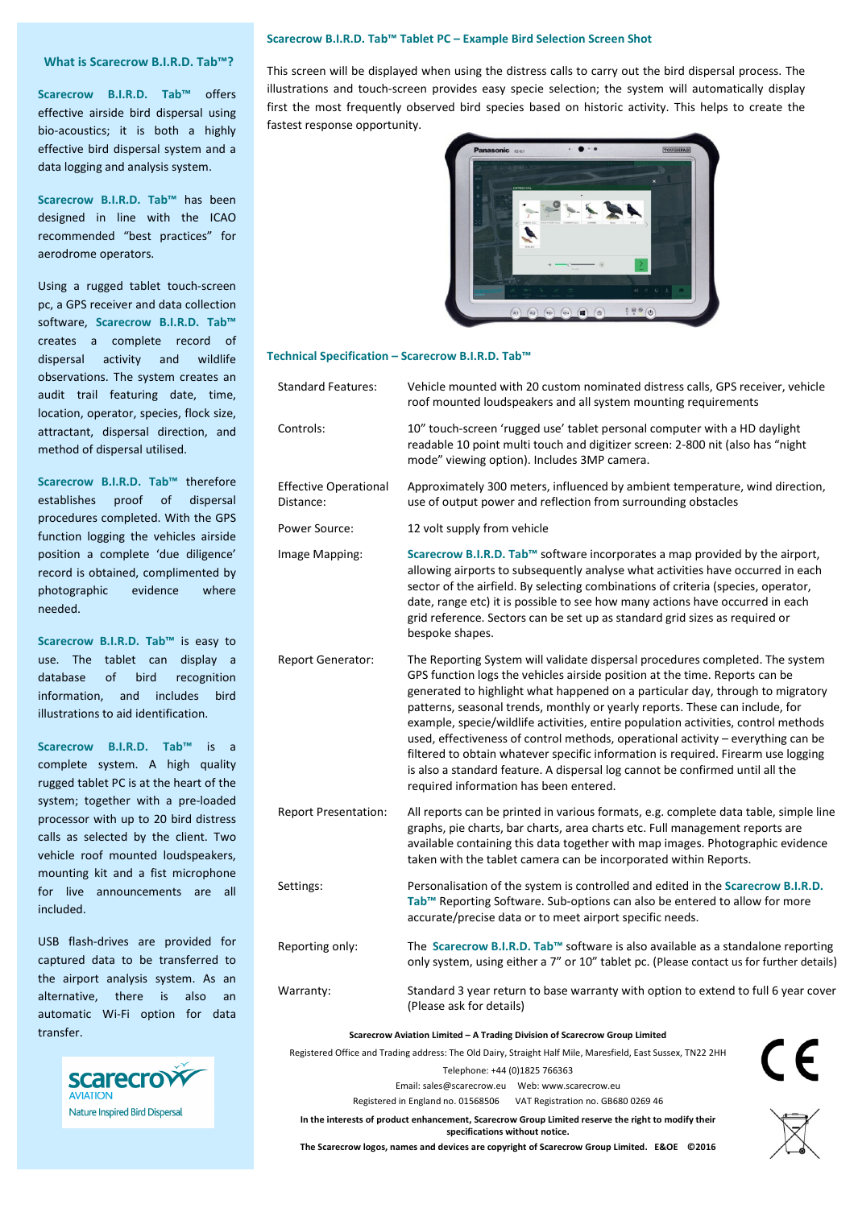## What is Scarecrow B.I.R.D. Tab™?

**Scarecrow B.I.R.D. Tab™** offers effective airside bird dispersal using bio-acoustics; it is both a highly effective bird dispersal system and a data logging and analysis system.

**Scarecrow B.I.R.D. Tab™** has been designed in line with the ICAO recommended "best practices" for aerodrome operators.

Using a rugged tablet touch-screen pc, a GPS receiver and data collection software, **Scarecrow B.I.R.D. Tab™** creates a complete record of dispersal activity and wildlife observations. The system creates an audit trail featuring date, time, location, operator, species, flock size, attractant, dispersal direction, and method of dispersal utilised.

**Scarecrow B.I.R.D. Tab™** therefore establishes proof of dispersal procedures completed. With the GPS function logging the vehicles airside position a complete 'due diligence' record is obtained, complimented by photographic evidence where needed.

**Scarecrow B.I.R.D. Tab™** is easy to use. The tablet can display a database of bird recognition information, and includes bird illustrations to aid identification.

**Scarecrow B.I.R.D. Tab™** is a complete system. A high quality rugged tablet PC is at the heart of the system; together with a pre-loaded processor with up to 20 bird distress calls as selected by the client. Two vehicle roof mounted loudspeakers, mounting kit and a fist microphone for live announcements are all included.

USB flash-drives are provided for captured data to be transferred to the airport analysis system. As an alternative, there is also an automatic Wi-Fi option for data transfer.

scarecrow AVIATION
Nature Inspired Bird Dispersal

## Scarecrow B.I.R.D. Tab™ Tablet PC – Example Bird Selection Screen Shot

This screen will be displayed when using the distress calls to carry out the bird dispersal process. The illustrations and touch-screen provides easy specie selection; the system will automatically display first the most frequently observed bird species based on historic activity. This helps to create the fastest response opportunity.

## Technical Specification – Scarecrow B.I.R.D. Tab™

| | |
|---|---|
| Standard Features: | Vehicle mounted with 20 custom nominated distress calls, GPS receiver, vehicle roof mounted loudspeakers and all system mounting requirements |
| Controls: | 10" touch-screen 'rugged use' tablet personal computer with a HD daylight readable 10 point multi touch and digitizer screen: 2-800 nit (also has "night mode" viewing option). Includes 3MP camera. |
| Effective Operational Distance: | Approximately 300 meters, influenced by ambient temperature, wind direction, use of output power and reflection from surrounding obstacles |
| Power Source: | 12 volt supply from vehicle |
| Image Mapping: | **Scarecrow B.I.R.D. Tab™** software incorporates a map provided by the airport, allowing airports to subsequently analyse what activities have occurred in each sector of the airfield. By selecting combinations of criteria (species, operator, date, range etc) it is possible to see how many actions have occurred in each grid reference. Sectors can be set up as standard grid sizes as required or bespoke shapes. |
| Report Generator: | The Reporting System will validate dispersal procedures completed. The system GPS function logs the vehicles airside position at the time. Reports can be generated to highlight what happened on a particular day, through to migratory patterns, seasonal trends, monthly or yearly reports. These can include, for example, specie/wildlife activities, entire population activities, control methods used, effectiveness of control methods, operational activity – everything can be filtered to obtain whatever specific information is required. Firearm use logging is also a standard feature. A dispersal log cannot be confirmed until all the required information has been entered. |
| Report Presentation: | All reports can be printed in various formats, e.g. complete data table, simple line graphs, pie charts, bar charts, area charts etc. Full management reports are available containing this data together with map images. Photographic evidence taken with the tablet camera can be incorporated within Reports. |
| Settings: | Personalisation of the system is controlled and edited in the **Scarecrow B.I.R.D. Tab™** Reporting Software. Sub-options can also be entered to allow for more accurate/precise data or to meet airport specific needs. |
| Reporting only: | The **Scarecrow B.I.R.D. Tab™** software is also available as a standalone reporting only system, using either a 7" or 10" tablet pc. (Please contact us for further details) |
| Warranty: | Standard 3 year return to base warranty with option to extend to full 6 year cover (Please ask for details) |

**Scarecrow Aviation Limited – A Trading Division of Scarecrow Group Limited**

Registered Office and Trading address: The Old Dairy, Straight Half Mile, Maresfield, East Sussex, TN22 2HH

Telephone: +44 (0)1825 766363

Email: sales@scarecrow.eu Web: www.scarecrow.eu

Registered in England no. 01568506 VAT Registration no. GB680 0269 46

**In the interests of product enhancement, Scarecrow Group Limited reserve the right to modify their specifications without notice.**

**The Scarecrow logos, names and devices are copyright of Scarecrow Group Limited. E&OE ©2016**